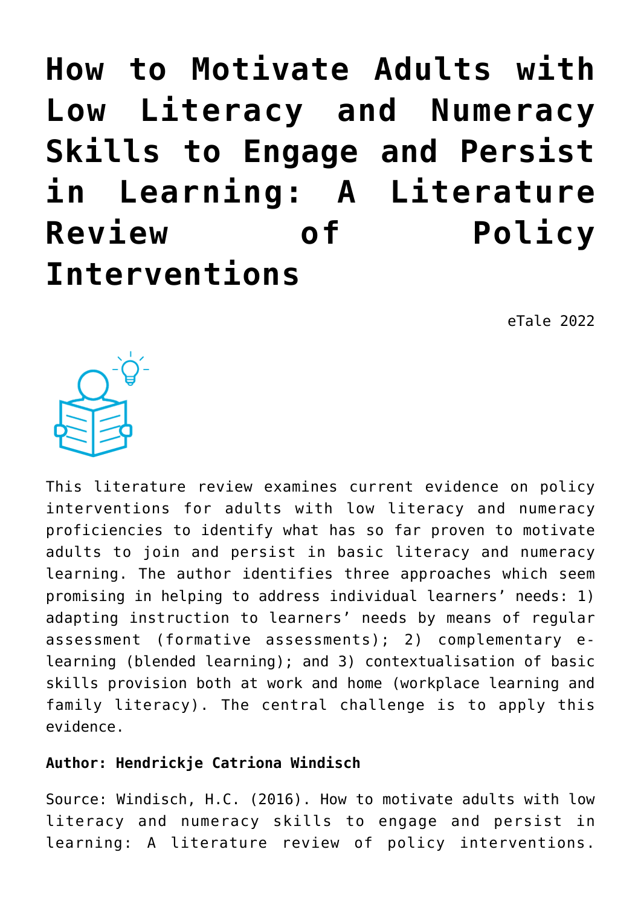# How to Motivate Adults with Low Literacy and Numeracy Skills to Engage and Persist in Learning: A Literature Review of Policy Interventions

eTale 2022

This literature review examines current evidence on policy interventions for adults with low literacy and numeracy proficiencies to identify what has so far proven to motivate adults to join and persist in basic literacy and numeracy learning. The author identifies three approaches which seem promising in helping to address individual learners' needs: 1) adapting instruction to learners' needs by means of regular assessment (formative assessments); 2) complementary e-learning (blended learning); and 3) contextualisation of basic skills provision both at work and home (workplace learning and family literacy). The central challenge is to apply this evidence.

**Author: Hendrickje Catriona Windisch**

Source: Windisch, H.C. (2016). How to motivate adults with low literacy and numeracy skills to engage and persist in learning: A literature review of policy interventions.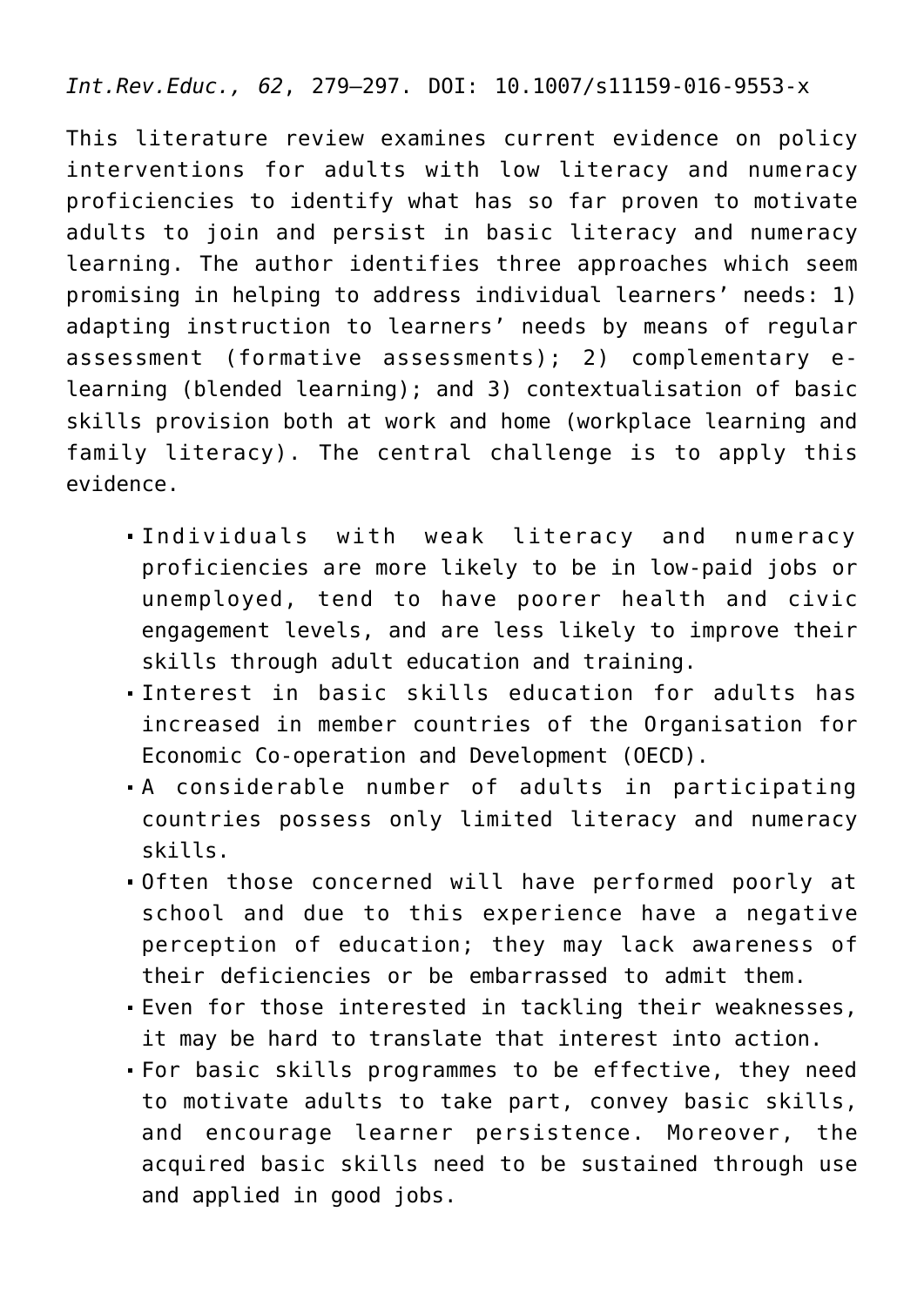*Int.Rev.Educ., 62*, 279–297. DOI: 10.1007/s11159-016-9553-x

This literature review examines current evidence on policy interventions for adults with low literacy and numeracy proficiencies to identify what has so far proven to motivate adults to join and persist in basic literacy and numeracy learning. The author identifies three approaches which seem promising in helping to address individual learners' needs: 1) adapting instruction to learners' needs by means of regular assessment (formative assessments); 2) complementary e-learning (blended learning); and 3) contextualisation of basic skills provision both at work and home (workplace learning and family literacy). The central challenge is to apply this evidence.

- Individuals with weak literacy and numeracy proficiencies are more likely to be in low-paid jobs or unemployed, tend to have poorer health and civic engagement levels, and are less likely to improve their skills through adult education and training.
- Interest in basic skills education for adults has increased in member countries of the Organisation for Economic Co-operation and Development (OECD).
- A considerable number of adults in participating countries possess only limited literacy and numeracy skills.
- Often those concerned will have performed poorly at school and due to this experience have a negative perception of education; they may lack awareness of their deficiencies or be embarrassed to admit them.
- Even for those interested in tackling their weaknesses, it may be hard to translate that interest into action.
- For basic skills programmes to be effective, they need to motivate adults to take part, convey basic skills, and encourage learner persistence. Moreover, the acquired basic skills need to be sustained through use and applied in good jobs.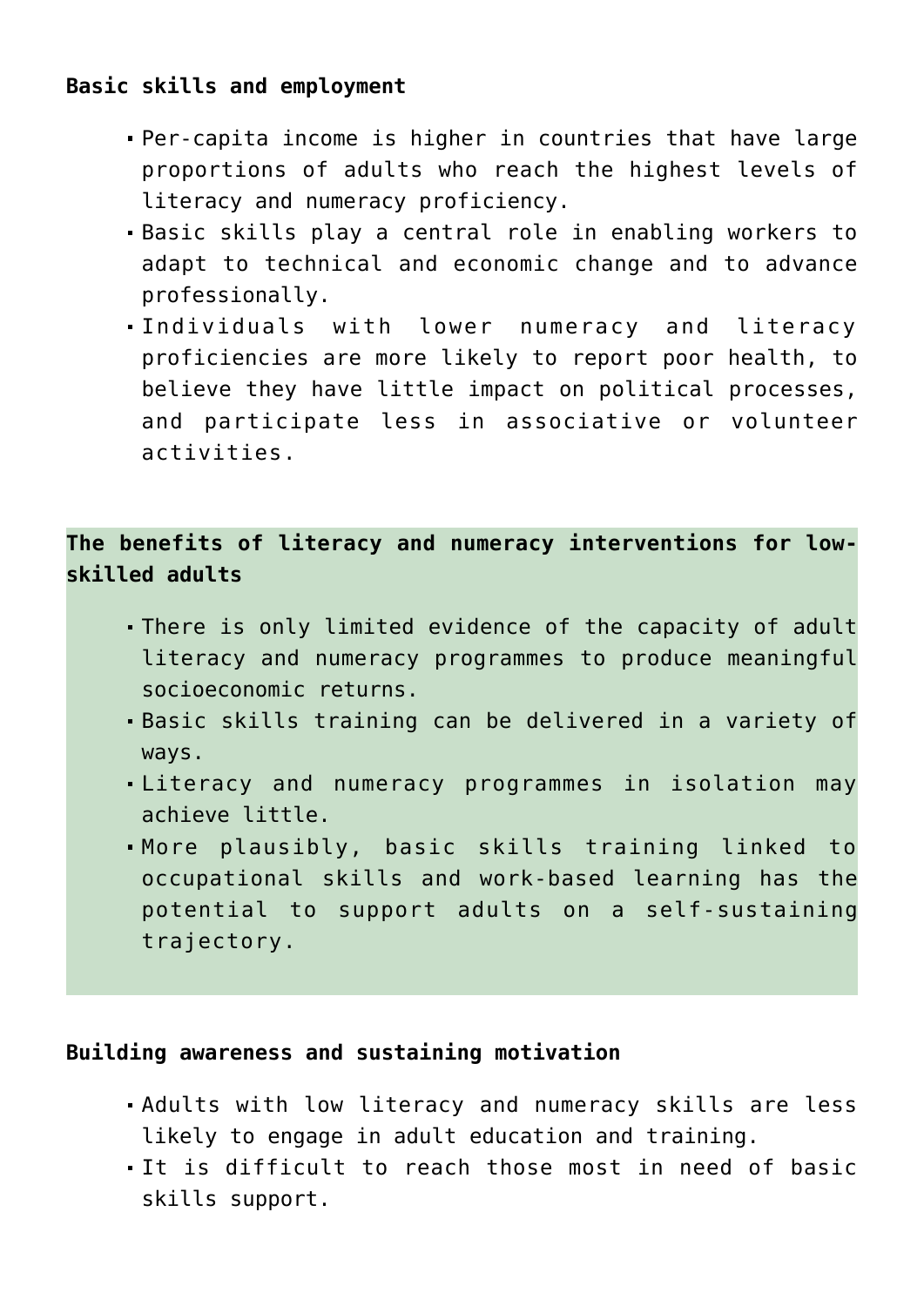**Basic skills and employment**

- Per-capita income is higher in countries that have large proportions of adults who reach the highest levels of literacy and numeracy proficiency.
- Basic skills play a central role in enabling workers to adapt to technical and economic change and to advance professionally.
- Individuals with lower numeracy and literacy proficiencies are more likely to report poor health, to believe they have little impact on political processes, and participate less in associative or volunteer activities.

**The benefits of literacy and numeracy interventions for low-skilled adults**

- There is only limited evidence of the capacity of adult literacy and numeracy programmes to produce meaningful socioeconomic returns.
- Basic skills training can be delivered in a variety of ways.
- Literacy and numeracy programmes in isolation may achieve little.
- More plausibly, basic skills training linked to occupational skills and work-based learning has the potential to support adults on a self-sustaining trajectory.

**Building awareness and sustaining motivation**

- Adults with low literacy and numeracy skills are less likely to engage in adult education and training.
- It is difficult to reach those most in need of basic skills support.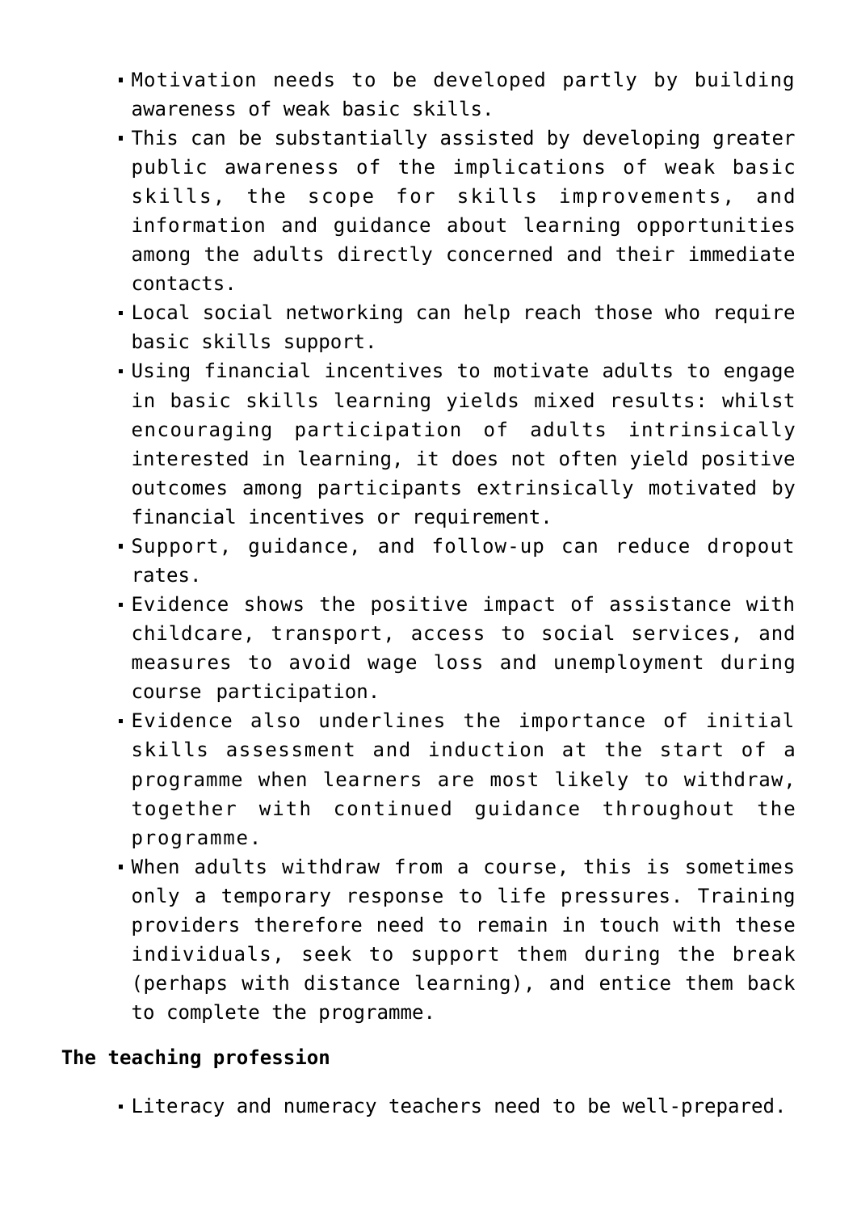- Motivation needs to be developed partly by building awareness of weak basic skills.
- This can be substantially assisted by developing greater public awareness of the implications of weak basic skills, the scope for skills improvements, and information and guidance about learning opportunities among the adults directly concerned and their immediate contacts.
- Local social networking can help reach those who require basic skills support.
- Using financial incentives to motivate adults to engage in basic skills learning yields mixed results: whilst encouraging participation of adults intrinsically interested in learning, it does not often yield positive outcomes among participants extrinsically motivated by financial incentives or requirement.
- Support, guidance, and follow-up can reduce dropout rates.
- Evidence shows the positive impact of assistance with childcare, transport, access to social services, and measures to avoid wage loss and unemployment during course participation.
- Evidence also underlines the importance of initial skills assessment and induction at the start of a programme when learners are most likely to withdraw, together with continued guidance throughout the programme.
- When adults withdraw from a course, this is sometimes only a temporary response to life pressures. Training providers therefore need to remain in touch with these individuals, seek to support them during the break (perhaps with distance learning), and entice them back to complete the programme.

**The teaching profession**

- Literacy and numeracy teachers need to be well-prepared.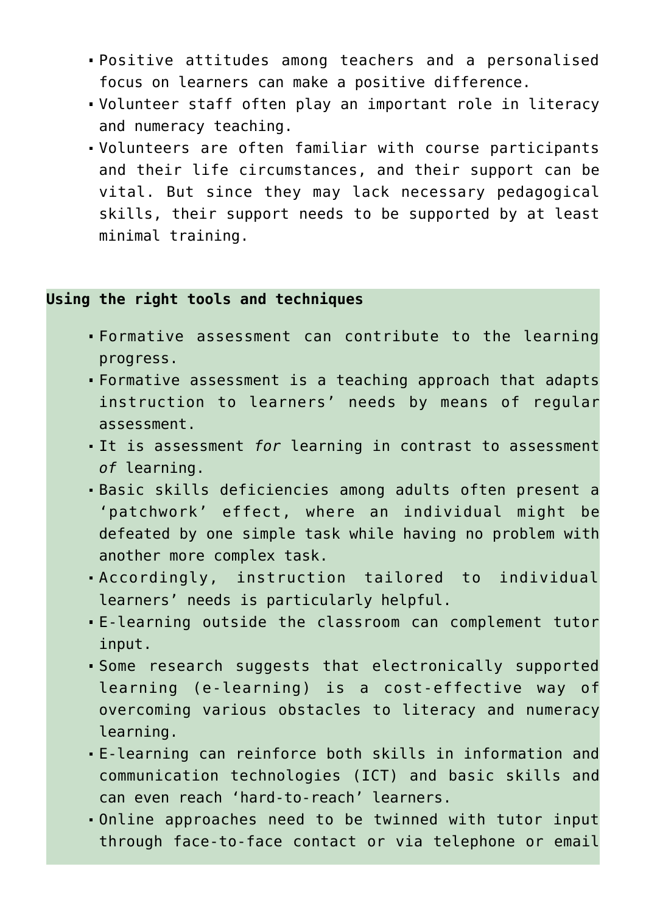- Positive attitudes among teachers and a personalised focus on learners can make a positive difference.
- Volunteer staff often play an important role in literacy and numeracy teaching.
- Volunteers are often familiar with course participants and their life circumstances, and their support can be vital. But since they may lack necessary pedagogical skills, their support needs to be supported by at least minimal training.

**Using the right tools and techniques**

- Formative assessment can contribute to the learning progress.
- Formative assessment is a teaching approach that adapts instruction to learners' needs by means of regular assessment.
- It is assessment *for* learning in contrast to assessment *of* learning.
- Basic skills deficiencies among adults often present a 'patchwork' effect, where an individual might be defeated by one simple task while having no problem with another more complex task.
- Accordingly, instruction tailored to individual learners' needs is particularly helpful.
- E-learning outside the classroom can complement tutor input.
- Some research suggests that electronically supported learning (e-learning) is a cost-effective way of overcoming various obstacles to literacy and numeracy learning.
- E-learning can reinforce both skills in information and communication technologies (ICT) and basic skills and can even reach 'hard-to-reach' learners.
- Online approaches need to be twinned with tutor input through face-to-face contact or via telephone or email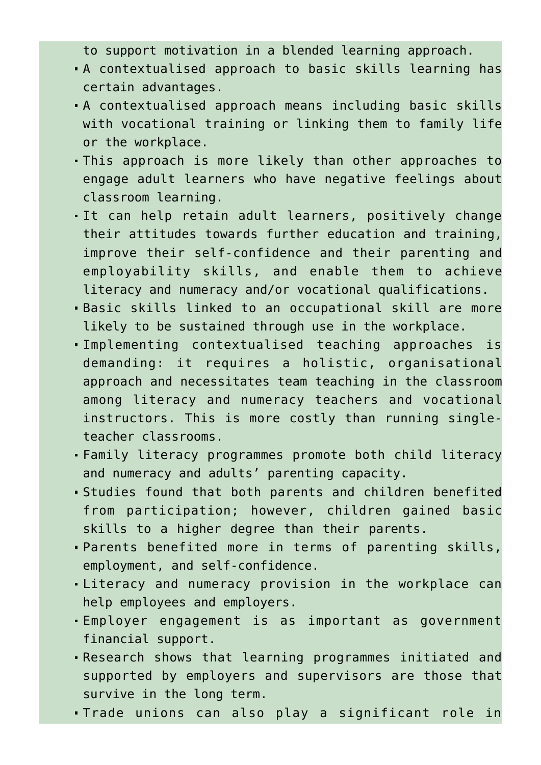to support motivation in a blended learning approach.

- A contextualised approach to basic skills learning has certain advantages.
- A contextualised approach means including basic skills with vocational training or linking them to family life or the workplace.
- This approach is more likely than other approaches to engage adult learners who have negative feelings about classroom learning.
- It can help retain adult learners, positively change their attitudes towards further education and training, improve their self-confidence and their parenting and employability skills, and enable them to achieve literacy and numeracy and/or vocational qualifications.
- Basic skills linked to an occupational skill are more likely to be sustained through use in the workplace.
- Implementing contextualised teaching approaches is demanding: it requires a holistic, organisational approach and necessitates team teaching in the classroom among literacy and numeracy teachers and vocational instructors. This is more costly than running single-teacher classrooms.
- Family literacy programmes promote both child literacy and numeracy and adults' parenting capacity.
- Studies found that both parents and children benefited from participation; however, children gained basic skills to a higher degree than their parents.
- Parents benefited more in terms of parenting skills, employment, and self-confidence.
- Literacy and numeracy provision in the workplace can help employees and employers.
- Employer engagement is as important as government financial support.
- Research shows that learning programmes initiated and supported by employers and supervisors are those that survive in the long term.
- Trade unions can also play a significant role in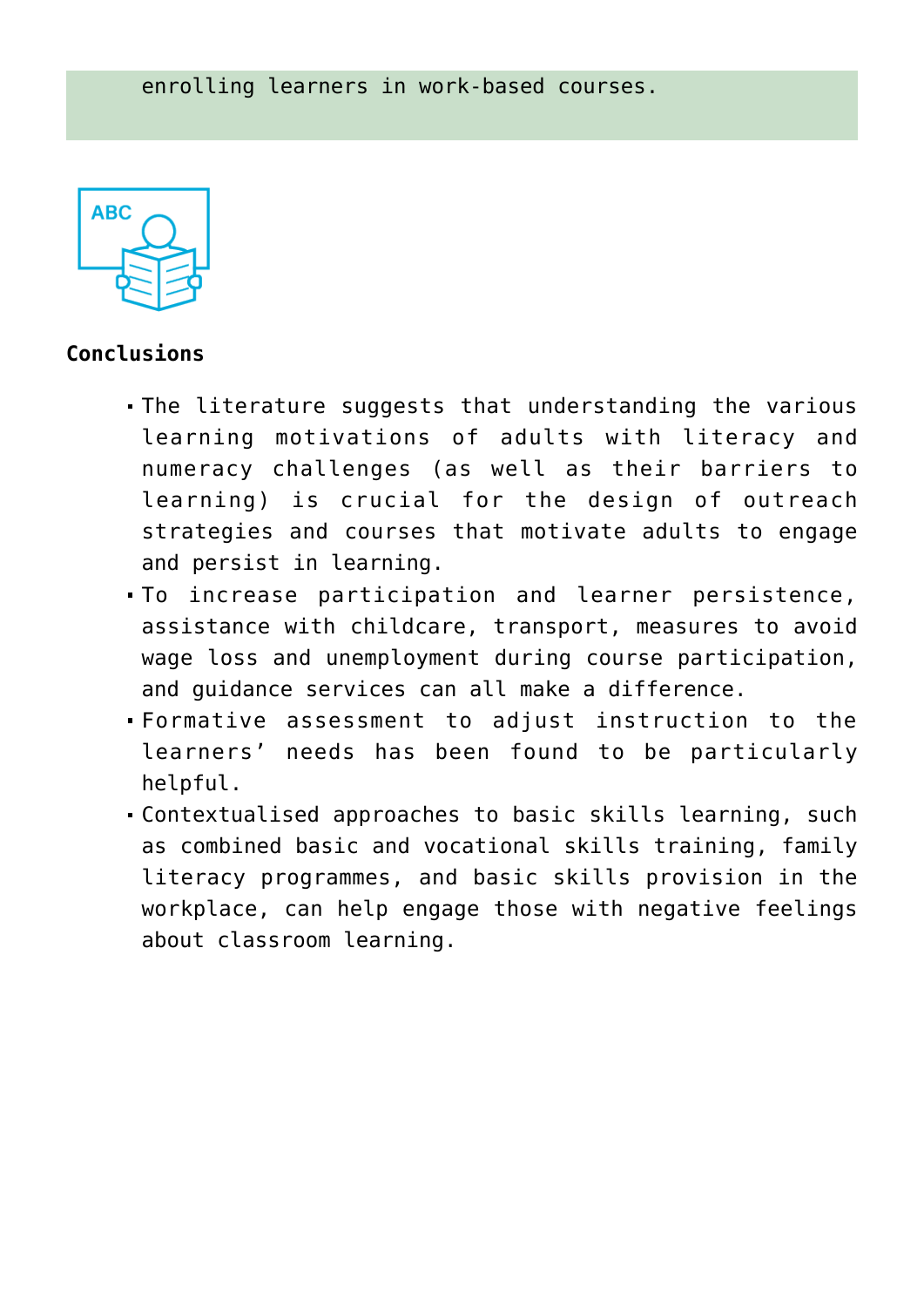enrolling learners in work-based courses.

**Conclusions**

- The literature suggests that understanding the various learning motivations of adults with literacy and numeracy challenges (as well as their barriers to learning) is crucial for the design of outreach strategies and courses that motivate adults to engage and persist in learning.
- To increase participation and learner persistence, assistance with childcare, transport, measures to avoid wage loss and unemployment during course participation, and guidance services can all make a difference.
- Formative assessment to adjust instruction to the learners' needs has been found to be particularly helpful.
- Contextualised approaches to basic skills learning, such as combined basic and vocational skills training, family literacy programmes, and basic skills provision in the workplace, can help engage those with negative feelings about classroom learning.